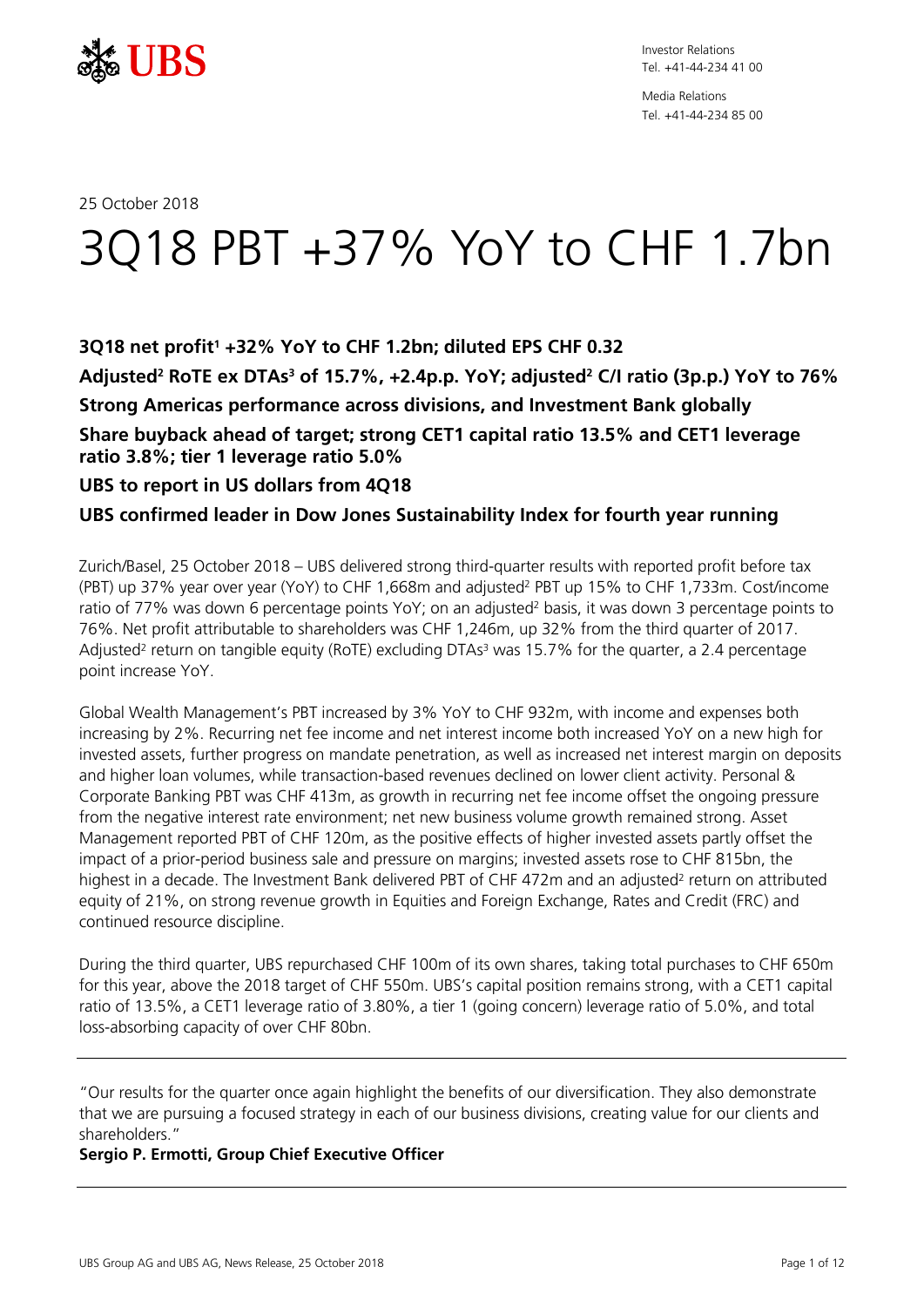Investor Relations
Tel. +41-44-234 41 00

Media Relations
Tel. +41-44-234 85 00

25 October 2018

# 3Q18 PBT +37% YoY to CHF 1.7bn

**3Q18 net profit[1] +32% YoY to CHF 1.2bn; diluted EPS CHF 0.32**

**Adjusted[2] RoTE ex DTAs[3] of 15.7%, +2.4p.p. YoY; adjusted[2] C/I ratio (3p.p.) YoY to 76%**

**Strong Americas performance across divisions, and Investment Bank globally**

**Share buyback ahead of target; strong CET1 capital ratio 13.5% and CET1 leverage ratio 3.8%; tier 1 leverage ratio 5.0%**

**UBS to report in US dollars from 4Q18**

**UBS confirmed leader in Dow Jones Sustainability Index for fourth year running**

Zurich/Basel, 25 October 2018 – UBS delivered strong third-quarter results with reported profit before tax (PBT) up 37% year over year (YoY) to CHF 1,668m and adjusted[2] PBT up 15% to CHF 1,733m. Cost/income ratio of 77% was down 6 percentage points YoY; on an adjusted[2] basis, it was down 3 percentage points to 76%. Net profit attributable to shareholders was CHF 1,246m, up 32% from the third quarter of 2017. Adjusted[2] return on tangible equity (RoTE) excluding DTAs[3] was 15.7% for the quarter, a 2.4 percentage point increase YoY.

Global Wealth Management's PBT increased by 3% YoY to CHF 932m, with income and expenses both increasing by 2%. Recurring net fee income and net interest income both increased YoY on a new high for invested assets, further progress on mandate penetration, as well as increased net interest margin on deposits and higher loan volumes, while transaction-based revenues declined on lower client activity. Personal & Corporate Banking PBT was CHF 413m, as growth in recurring net fee income offset the ongoing pressure from the negative interest rate environment; net new business volume growth remained strong. Asset Management reported PBT of CHF 120m, as the positive effects of higher invested assets partly offset the impact of a prior-period business sale and pressure on margins; invested assets rose to CHF 815bn, the highest in a decade. The Investment Bank delivered PBT of CHF 472m and an adjusted[2] return on attributed equity of 21%, on strong revenue growth in Equities and Foreign Exchange, Rates and Credit (FRC) and continued resource discipline.

During the third quarter, UBS repurchased CHF 100m of its own shares, taking total purchases to CHF 650m for this year, above the 2018 target of CHF 550m. UBS's capital position remains strong, with a CET1 capital ratio of 13.5%, a CET1 leverage ratio of 3.80%, a tier 1 (going concern) leverage ratio of 5.0%, and total loss-absorbing capacity of over CHF 80bn.

---

"Our results for the quarter once again highlight the benefits of our diversification. They also demonstrate that we are pursuing a focused strategy in each of our business divisions, creating value for our clients and shareholders."

**Sergio P. Ermotti, Group Chief Executive Officer**

---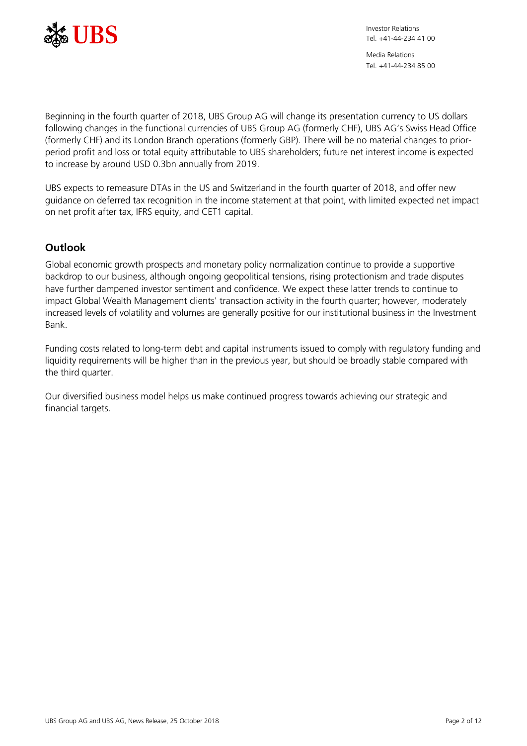Beginning in the fourth quarter of 2018, UBS Group AG will change its presentation currency to US dollars following changes in the functional currencies of UBS Group AG (formerly CHF), UBS AG's Swiss Head Office (formerly CHF) and its London Branch operations (formerly GBP). There will be no material changes to prior-period profit and loss or total equity attributable to UBS shareholders; future net interest income is expected to increase by around USD 0.3bn annually from 2019.

UBS expects to remeasure DTAs in the US and Switzerland in the fourth quarter of 2018, and offer new guidance on deferred tax recognition in the income statement at that point, with limited expected net impact on net profit after tax, IFRS equity, and CET1 capital.

## Outlook

Global economic growth prospects and monetary policy normalization continue to provide a supportive backdrop to our business, although ongoing geopolitical tensions, rising protectionism and trade disputes have further dampened investor sentiment and confidence. We expect these latter trends to continue to impact Global Wealth Management clients' transaction activity in the fourth quarter; however, moderately increased levels of volatility and volumes are generally positive for our institutional business in the Investment Bank.

Funding costs related to long-term debt and capital instruments issued to comply with regulatory funding and liquidity requirements will be higher than in the previous year, but should be broadly stable compared with the third quarter.

Our diversified business model helps us make continued progress towards achieving our strategic and financial targets.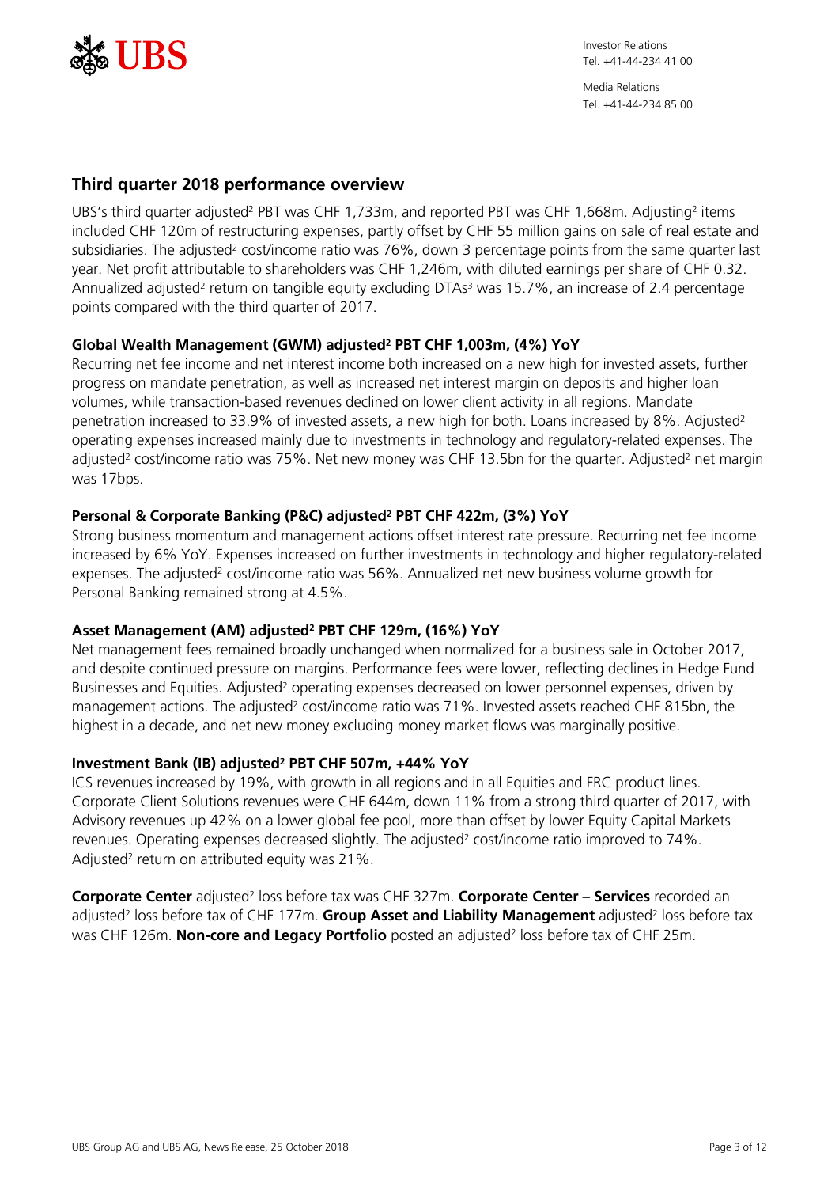## Third quarter 2018 performance overview

UBS's third quarter adjusted[2] PBT was CHF 1,733m, and reported PBT was CHF 1,668m. Adjusting[2] items included CHF 120m of restructuring expenses, partly offset by CHF 55 million gains on sale of real estate and subsidiaries. The adjusted[2] cost/income ratio was 76%, down 3 percentage points from the same quarter last year. Net profit attributable to shareholders was CHF 1,246m, with diluted earnings per share of CHF 0.32. Annualized adjusted[2] return on tangible equity excluding DTAs[3] was 15.7%, an increase of 2.4 percentage points compared with the third quarter of 2017.

**Global Wealth Management (GWM) adjusted[2] PBT CHF 1,003m, (4%) YoY**

Recurring net fee income and net interest income both increased on a new high for invested assets, further progress on mandate penetration, as well as increased net interest margin on deposits and higher loan volumes, while transaction-based revenues declined on lower client activity in all regions. Mandate penetration increased to 33.9% of invested assets, a new high for both. Loans increased by 8%. Adjusted[2] operating expenses increased mainly due to investments in technology and regulatory-related expenses. The adjusted[2] cost/income ratio was 75%. Net new money was CHF 13.5bn for the quarter. Adjusted[2] net margin was 17bps.

**Personal & Corporate Banking (P&C) adjusted[2] PBT CHF 422m, (3%) YoY**

Strong business momentum and management actions offset interest rate pressure. Recurring net fee income increased by 6% YoY. Expenses increased on further investments in technology and higher regulatory-related expenses. The adjusted[2] cost/income ratio was 56%. Annualized net new business volume growth for Personal Banking remained strong at 4.5%.

**Asset Management (AM) adjusted[2] PBT CHF 129m, (16%) YoY**

Net management fees remained broadly unchanged when normalized for a business sale in October 2017, and despite continued pressure on margins. Performance fees were lower, reflecting declines in Hedge Fund Businesses and Equities. Adjusted[2] operating expenses decreased on lower personnel expenses, driven by management actions. The adjusted[2] cost/income ratio was 71%. Invested assets reached CHF 815bn, the highest in a decade, and net new money excluding money market flows was marginally positive.

**Investment Bank (IB) adjusted[2] PBT CHF 507m, +44% YoY**

ICS revenues increased by 19%, with growth in all regions and in all Equities and FRC product lines. Corporate Client Solutions revenues were CHF 644m, down 11% from a strong third quarter of 2017, with Advisory revenues up 42% on a lower global fee pool, more than offset by lower Equity Capital Markets revenues. Operating expenses decreased slightly. The adjusted[2] cost/income ratio improved to 74%. Adjusted[2] return on attributed equity was 21%.

**Corporate Center** adjusted[2] loss before tax was CHF 327m. **Corporate Center – Services** recorded an adjusted[2] loss before tax of CHF 177m. **Group Asset and Liability Management** adjusted[2] loss before tax was CHF 126m. **Non-core and Legacy Portfolio** posted an adjusted[2] loss before tax of CHF 25m.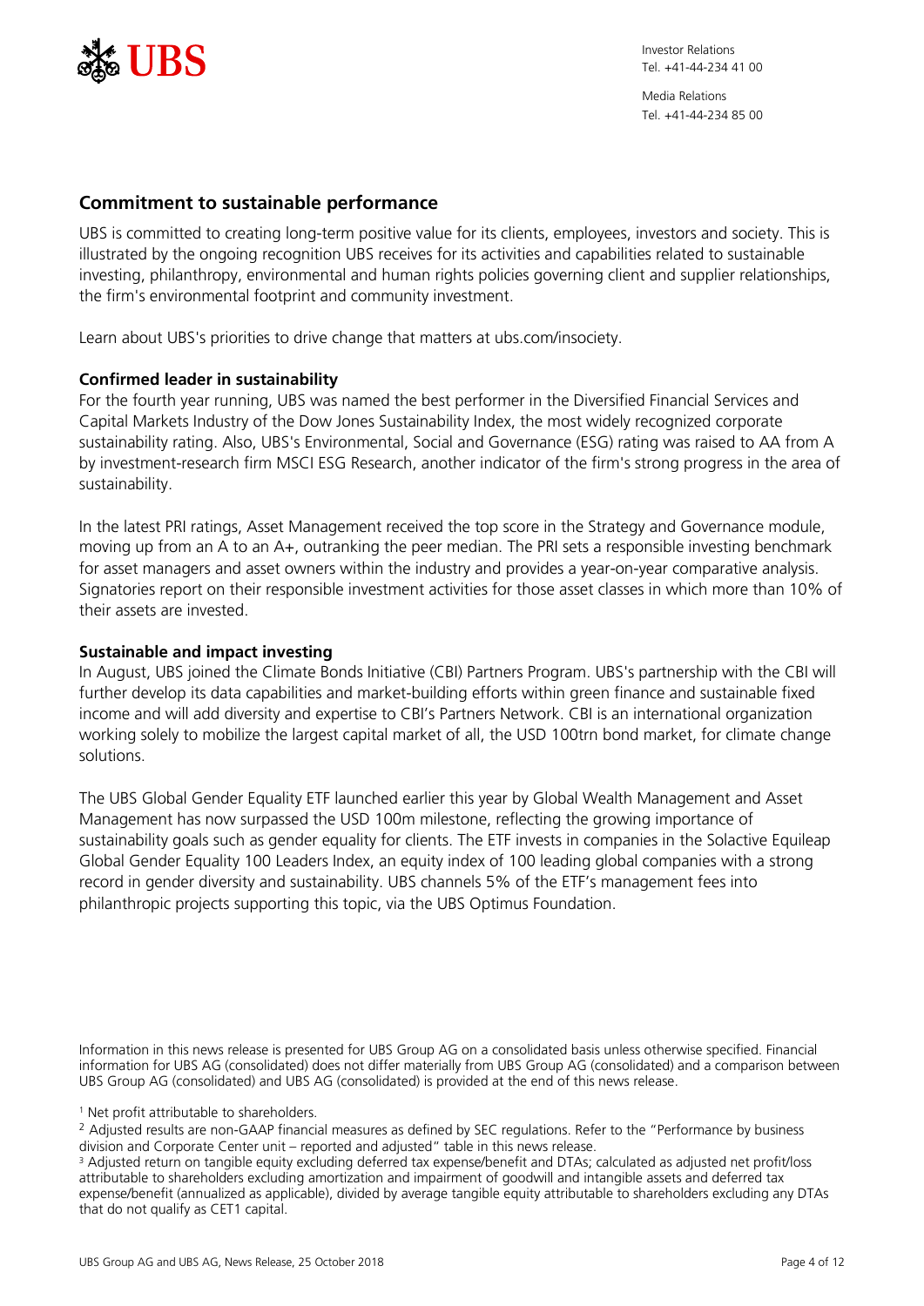## Commitment to sustainable performance

UBS is committed to creating long-term positive value for its clients, employees, investors and society. This is illustrated by the ongoing recognition UBS receives for its activities and capabilities related to sustainable investing, philanthropy, environmental and human rights policies governing client and supplier relationships, the firm's environmental footprint and community investment.

Learn about UBS's priorities to drive change that matters at ubs.com/insociety.

### Confirmed leader in sustainability

For the fourth year running, UBS was named the best performer in the Diversified Financial Services and Capital Markets Industry of the Dow Jones Sustainability Index, the most widely recognized corporate sustainability rating. Also, UBS's Environmental, Social and Governance (ESG) rating was raised to AA from A by investment-research firm MSCI ESG Research, another indicator of the firm's strong progress in the area of sustainability.

In the latest PRI ratings, Asset Management received the top score in the Strategy and Governance module, moving up from an A to an A+, outranking the peer median. The PRI sets a responsible investing benchmark for asset managers and asset owners within the industry and provides a year-on-year comparative analysis. Signatories report on their responsible investment activities for those asset classes in which more than 10% of their assets are invested.

### Sustainable and impact investing

In August, UBS joined the Climate Bonds Initiative (CBI) Partners Program. UBS's partnership with the CBI will further develop its data capabilities and market-building efforts within green finance and sustainable fixed income and will add diversity and expertise to CBI's Partners Network. CBI is an international organization working solely to mobilize the largest capital market of all, the USD 100trn bond market, for climate change solutions.

The UBS Global Gender Equality ETF launched earlier this year by Global Wealth Management and Asset Management has now surpassed the USD 100m milestone, reflecting the growing importance of sustainability goals such as gender equality for clients. The ETF invests in companies in the Solactive Equileap Global Gender Equality 100 Leaders Index, an equity index of 100 leading global companies with a strong record in gender diversity and sustainability. UBS channels 5% of the ETF's management fees into philanthropic projects supporting this topic, via the UBS Optimus Foundation.

Information in this news release is presented for UBS Group AG on a consolidated basis unless otherwise specified. Financial information for UBS AG (consolidated) does not differ materially from UBS Group AG (consolidated) and a comparison between UBS Group AG (consolidated) and UBS AG (consolidated) is provided at the end of this news release.

[1] Net profit attributable to shareholders.

[2] Adjusted results are non-GAAP financial measures as defined by SEC regulations. Refer to the "Performance by business division and Corporate Center unit – reported and adjusted" table in this news release.

[3] Adjusted return on tangible equity excluding deferred tax expense/benefit and DTAs; calculated as adjusted net profit/loss attributable to shareholders excluding amortization and impairment of goodwill and intangible assets and deferred tax expense/benefit (annualized as applicable), divided by average tangible equity attributable to shareholders excluding any DTAs that do not qualify as CET1 capital.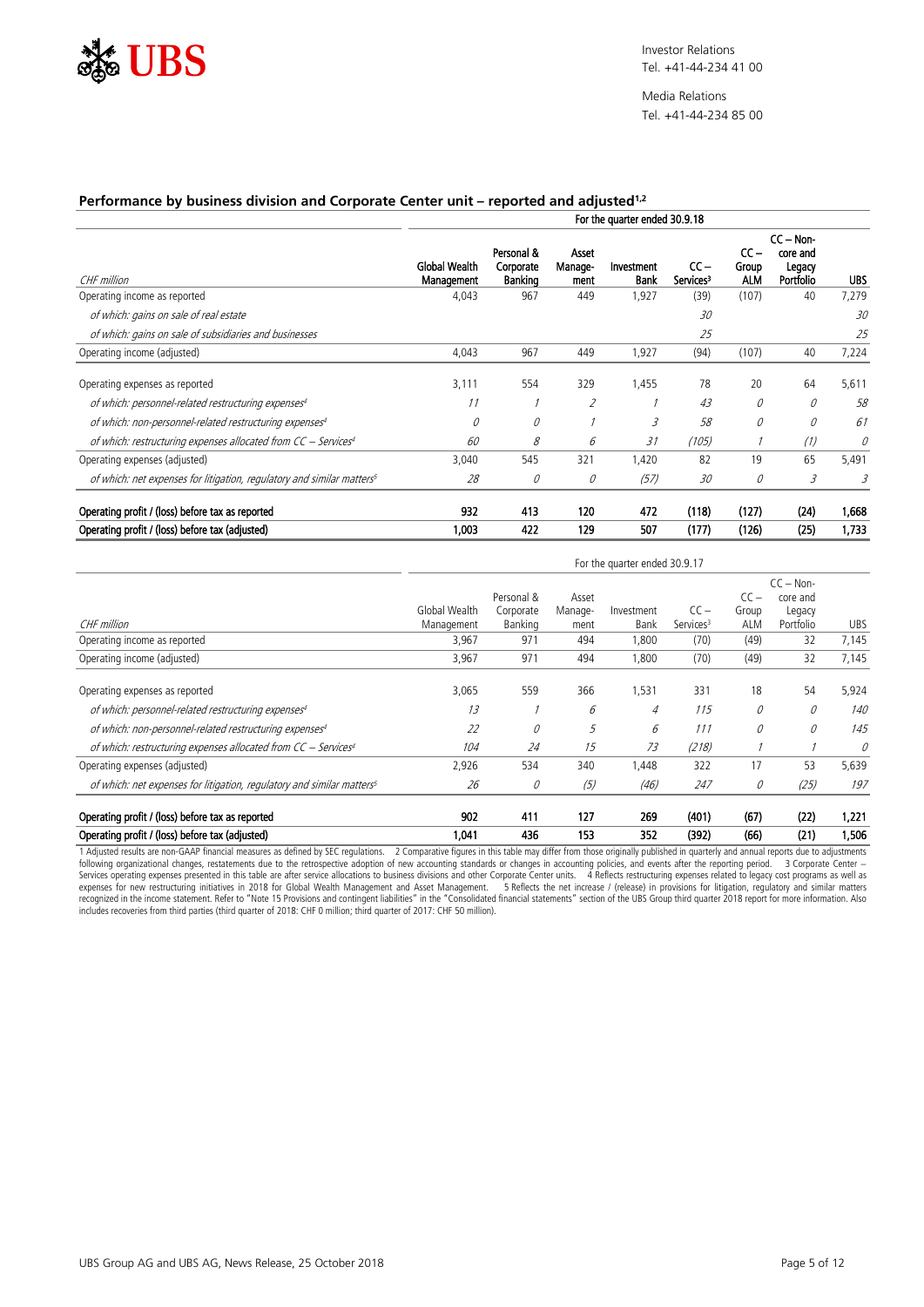## Performance by business division and Corporate Center unit – reported and adjusted[1,2]

| | For the quarter ended 30.9.18 | | | | | | | |
|---|---|---|---|---|---|---|---|---|
| *CHF million* | **Global Wealth Management** | **Personal & Corporate Banking** | **Asset Manage-ment** | **Investment Bank** | **CC – Services[3]** | **CC – Group ALM** | **CC – Non-core and Legacy Portfolio** | **UBS** |
| Operating income as reported | 4,043 | 967 | 449 | 1,927 | (39) | (107) | 40 | 7,279 |
| *of which: gains on sale of real estate* | | | | | *30* | | | *30* |
| *of which: gains on sale of subsidiaries and businesses* | | | | | *25* | | | *25* |
| Operating income (adjusted) | 4,043 | 967 | 449 | 1,927 | (94) | (107) | 40 | 7,224 |
| | | | | | | | | |
| Operating expenses as reported | 3,111 | 554 | 329 | 1,455 | 78 | 20 | 64 | 5,611 |
| *of which: personnel-related restructuring expenses[4]* | *11* | *1* | *2* | *1* | *43* | *0* | *0* | *58* |
| *of which: non-personnel-related restructuring expenses[4]* | *0* | *0* | *1* | *3* | *58* | *0* | *0* | *61* |
| *of which: restructuring expenses allocated from CC – Services[4]* | *60* | *8* | *6* | *31* | *(105)* | *1* | *(1)* | *0* |
| Operating expenses (adjusted) | 3,040 | 545 | 321 | 1,420 | 82 | 19 | 65 | 5,491 |
| *of which: net expenses for litigation, regulatory and similar matters[5]* | *28* | *0* | *0* | *(57)* | *30* | *0* | *3* | *3* |
| | | | | | | | | |
| **Operating profit / (loss) before tax as reported** | **932** | **413** | **120** | **472** | **(118)** | **(127)** | **(24)** | **1,668** |
| **Operating profit / (loss) before tax (adjusted)** | **1,003** | **422** | **129** | **507** | **(177)** | **(126)** | **(25)** | **1,733** |

| | For the quarter ended 30.9.17 | | | | | | | |
|---|---|---|---|---|---|---|---|---|
| *CHF million* | Global Wealth Management | Personal & Corporate Banking | Asset Manage-ment | Investment Bank | CC – Services[3] | CC – Group ALM | CC – Non-core and Legacy Portfolio | UBS |
| Operating income as reported | 3,967 | 971 | 494 | 1,800 | (70) | (49) | 32 | 7,145 |
| Operating income (adjusted) | 3,967 | 971 | 494 | 1,800 | (70) | (49) | 32 | 7,145 |
| | | | | | | | | |
| Operating expenses as reported | 3,065 | 559 | 366 | 1,531 | 331 | 18 | 54 | 5,924 |
| *of which: personnel-related restructuring expenses[4]* | *13* | *1* | *6* | *4* | *115* | *0* | *0* | *140* |
| *of which: non-personnel-related restructuring expenses[4]* | *22* | *0* | *5* | *6* | *111* | *0* | *0* | *145* |
| *of which: restructuring expenses allocated from CC – Services[4]* | *104* | *24* | *15* | *73* | *(218)* | *1* | *1* | *0* |
| Operating expenses (adjusted) | 2,926 | 534 | 340 | 1,448 | 322 | 17 | 53 | 5,639 |
| *of which: net expenses for litigation, regulatory and similar matters[5]* | *26* | *0* | *(5)* | *(46)* | *247* | *0* | *(25)* | *197* |
| | | | | | | | | |
| **Operating profit / (loss) before tax as reported** | **902** | **411** | **127** | **269** | **(401)** | **(67)** | **(22)** | **1,221** |
| **Operating profit / (loss) before tax (adjusted)** | **1,041** | **436** | **153** | **352** | **(392)** | **(66)** | **(21)** | **1,506** |

1 Adjusted results are non-GAAP financial measures as defined by SEC regulations. 2 Comparative figures in this table may differ from those originally published in quarterly and annual reports due to adjustments following organizational changes, restatements due to the retrospective adoption of new accounting standards or changes in accounting policies, and events after the reporting period. 3 Corporate Center – Services operating expenses presented in this table are after service allocations to business divisions and other Corporate Center units. 4 Reflects restructuring expenses related to legacy cost programs as well as expenses for new restructuring initiatives in 2018 for Global Wealth Management and Asset Management. 5 Reflects the net increase / (release) in provisions for litigation, regulatory and similar matters recognized in the income statement. Refer to "Note 15 Provisions and contingent liabilities" in the "Consolidated financial statements" section of the UBS Group third quarter 2018 report for more information. Also includes recoveries from third parties (third quarter of 2018: CHF 0 million; third quarter of 2017: CHF 50 million).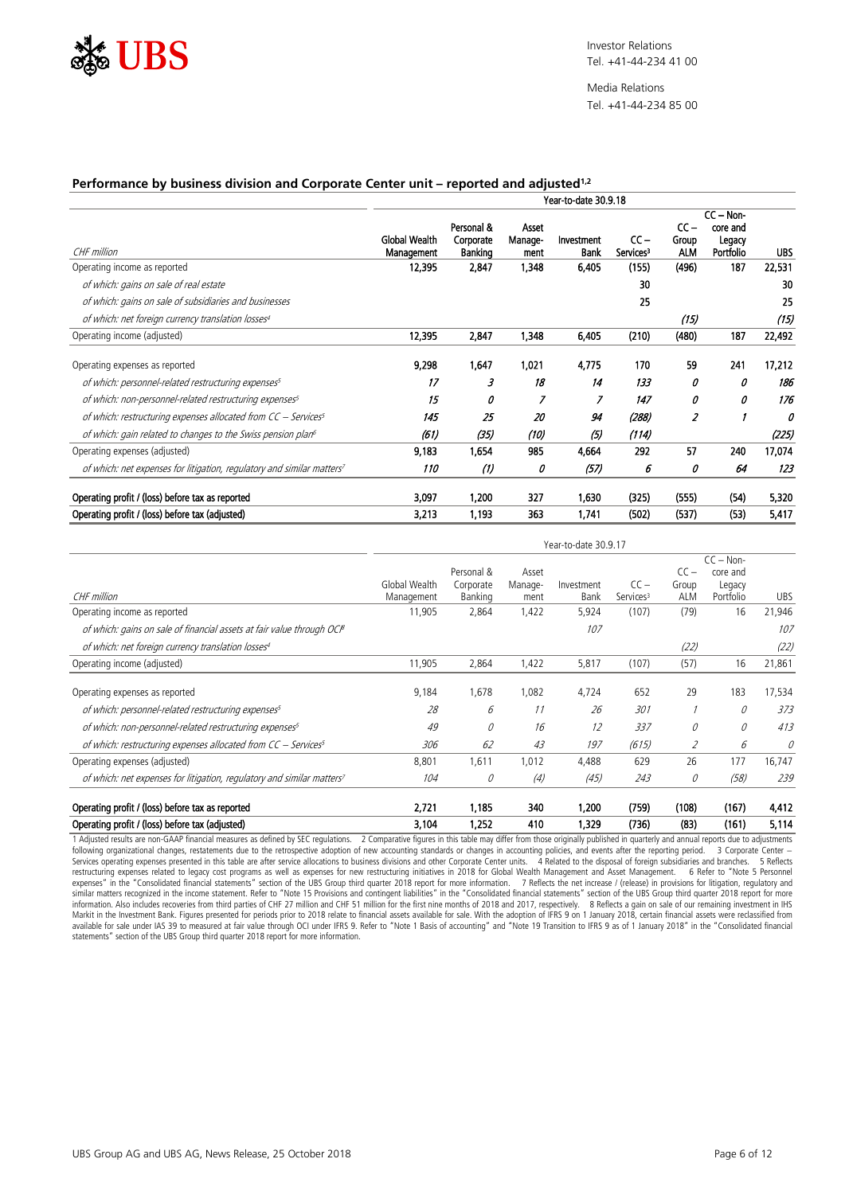Investor Relations
Tel. +41-44-234 41 00

Media Relations
Tel. +41-44-234 85 00

### Performance by business division and Corporate Center unit – reported and adjusted[1,2]

| | Year-to-date 30.9.18 | | | | | | | |
|---|---|---|---|---|---|---|---|---|
| *CHF million* | **Global Wealth Management** | **Personal & Corporate Banking** | **Asset Manage-ment** | **Investment Bank** | **CC – Services[3]** | **CC – Group ALM** | **CC – Non-core and Legacy Portfolio** | **UBS** |
| Operating income as reported | **12,395** | **2,847** | **1,348** | **6,405** | **(155)** | **(496)** | **187** | **22,531** |
| *of which: gains on sale of real estate* | | | | | ***30*** | | | ***30*** |
| *of which: gains on sale of subsidiaries and businesses* | | | | | ***25*** | | | ***25*** |
| *of which: net foreign currency translation losses[4]* | | | | | | ***(15)*** | | ***(15)*** |
| Operating income (adjusted) | **12,395** | **2,847** | **1,348** | **6,405** | **(210)** | **(480)** | **187** | **22,492** |
| Operating expenses as reported | **9,298** | **1,647** | **1,021** | **4,775** | **170** | **59** | **241** | **17,212** |
| *of which: personnel-related restructuring expenses[5]* | ***17*** | ***3*** | ***18*** | ***14*** | ***133*** | ***0*** | ***0*** | ***186*** |
| *of which: non-personnel-related restructuring expenses[5]* | ***15*** | ***0*** | ***7*** | ***7*** | ***147*** | ***0*** | ***0*** | ***176*** |
| *of which: restructuring expenses allocated from CC – Services[5]* | ***145*** | ***25*** | ***20*** | ***94*** | ***(288)*** | ***2*** | ***1*** | ***0*** |
| *of which: gain related to changes to the Swiss pension plan[6]* | ***(61)*** | ***(35)*** | ***(10)*** | ***(5)*** | ***(114)*** | | | ***(225)*** |
| Operating expenses (adjusted) | **9,183** | **1,654** | **985** | **4,664** | **292** | **57** | **240** | **17,074** |
| *of which: net expenses for litigation, regulatory and similar matters[7]* | ***110*** | ***(1)*** | ***0*** | ***(57)*** | ***6*** | ***0*** | ***64*** | ***123*** |
| **Operating profit / (loss) before tax as reported** | **3,097** | **1,200** | **327** | **1,630** | **(325)** | **(555)** | **(54)** | **5,320** |
| **Operating profit / (loss) before tax (adjusted)** | **3,213** | **1,193** | **363** | **1,741** | **(502)** | **(537)** | **(53)** | **5,417** |

| | Year-to-date 30.9.17 | | | | | | | |
|---|---|---|---|---|---|---|---|---|
| *CHF million* | Global Wealth Management | Personal & Corporate Banking | Asset Manage-ment | Investment Bank | CC – Services[3] | CC – Group ALM | CC – Non-core and Legacy Portfolio | UBS |
| Operating income as reported | 11,905 | 2,864 | 1,422 | 5,924 | (107) | (79) | 16 | 21,946 |
| *of which: gains on sale of financial assets at fair value through OCI[8]* | | | | *107* | | | | *107* |
| *of which: net foreign currency translation losses[4]* | | | | | | *(22)* | | *(22)* |
| Operating income (adjusted) | 11,905 | 2,864 | 1,422 | 5,817 | (107) | (57) | 16 | 21,861 |
| Operating expenses as reported | 9,184 | 1,678 | 1,082 | 4,724 | 652 | 29 | 183 | 17,534 |
| *of which: personnel-related restructuring expenses[5]* | *28* | *6* | *11* | *26* | *301* | *1* | *0* | *373* |
| *of which: non-personnel-related restructuring expenses[5]* | *49* | *0* | *16* | *12* | *337* | *0* | *0* | *413* |
| *of which: restructuring expenses allocated from CC – Services[5]* | *306* | *62* | *43* | *197* | *(615)* | *2* | *6* | *0* |
| Operating expenses (adjusted) | 8,801 | 1,611 | 1,012 | 4,488 | 629 | 26 | 177 | 16,747 |
| *of which: net expenses for litigation, regulatory and similar matters[7]* | *104* | *0* | *(4)* | *(45)* | *243* | *0* | *(58)* | *239* |
| **Operating profit / (loss) before tax as reported** | **2,721** | **1,185** | **340** | **1,200** | **(759)** | **(108)** | **(167)** | **4,412** |
| **Operating profit / (loss) before tax (adjusted)** | **3,104** | **1,252** | **410** | **1,329** | **(736)** | **(83)** | **(161)** | **5,114** |

1 Adjusted results are non-GAAP financial measures as defined by SEC regulations. 2 Comparative figures in this table may differ from those originally published in quarterly and annual reports due to adjustments following organizational changes, restatements due to the retrospective adoption of new accounting standards or changes in accounting policies, and events after the reporting period. 3 Corporate Center – Services operating expenses presented in this table are after service allocations to business divisions and other Corporate Center units. 4 Related to the disposal of foreign subsidiaries and branches. 5 Reflects restructuring expenses related to legacy cost programs as well as expenses for new restructuring initiatives in 2018 for Global Wealth Management and Asset Management. 6 Refer to "Note 5 Personnel expenses" in the "Consolidated financial statements" section of the UBS Group third quarter 2018 report for more information. 7 Reflects the net increase / (release) in provisions for litigation, regulatory and similar matters recognized in the income statement. Refer to "Note 15 Provisions and contingent liabilities" in the "Consolidated financial statements" section of the UBS Group third quarter 2018 report for more information. Also includes recoveries from third parties of CHF 27 million and CHF 51 million for the first nine months of 2018 and 2017, respectively. 8 Reflects a gain on sale of our remaining investment in IHS Markit in the Investment Bank. Figures presented for periods prior to 2018 relate to financial assets available for sale. With the adoption of IFRS 9 on 1 January 2018, certain financial assets were reclassified from available for sale under IAS 39 to measured at fair value through OCI under IFRS 9. Refer to "Note 1 Basis of accounting" and "Note 19 Transition to IFRS 9 as of 1 January 2018" in the "Consolidated financial statements" section of the UBS Group third quarter 2018 report for more information.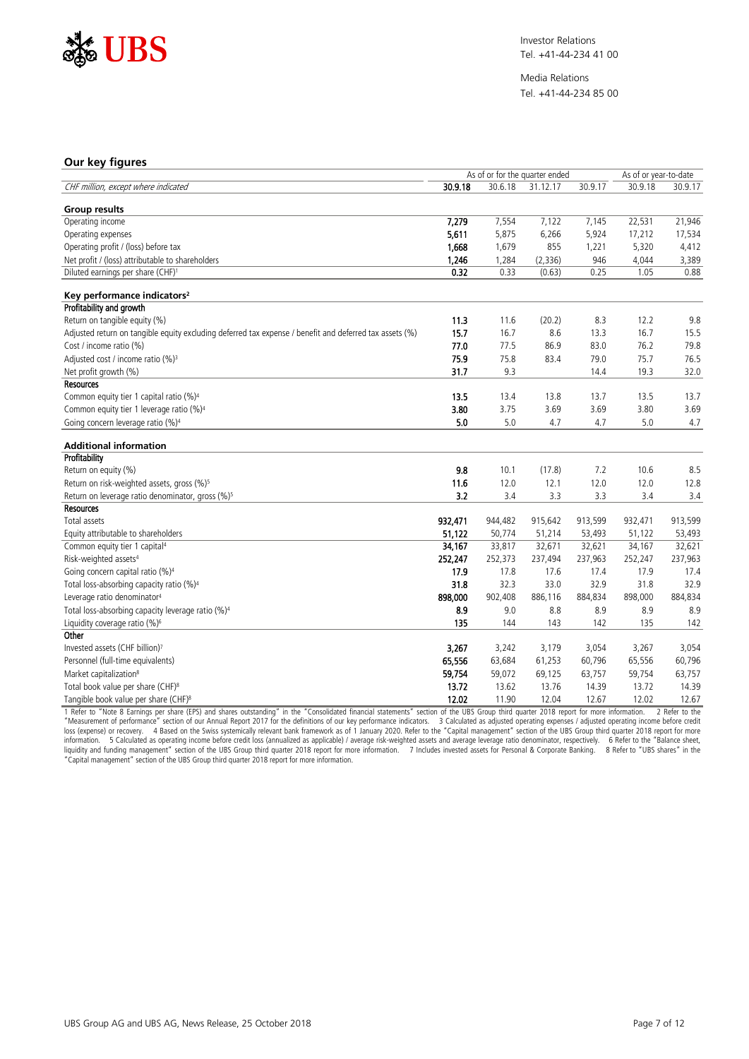Investor Relations
Tel. +41-44-234 41 00

Media Relations
Tel. +41-44-234 85 00

## Our key figures

| | As of or for the quarter ended | | | | As of or year-to-date | |
|---|---|---|---|---|---|---|
| *CHF million, except where indicated* | **30.9.18** | 30.6.18 | 31.12.17 | 30.9.17 | 30.9.18 | 30.9.17 |
| **Group results** | | | | | | |
| Operating income | **7,279** | 7,554 | 7,122 | 7,145 | 22,531 | 21,946 |
| Operating expenses | **5,611** | 5,875 | 6,266 | 5,924 | 17,212 | 17,534 |
| Operating profit / (loss) before tax | **1,668** | 1,679 | 855 | 1,221 | 5,320 | 4,412 |
| Net profit / (loss) attributable to shareholders | **1,246** | 1,284 | (2,336) | 946 | 4,044 | 3,389 |
| Diluted earnings per share (CHF)[1] | **0.32** | 0.33 | (0.63) | 0.25 | 1.05 | 0.88 |
| **Key performance indicators[2]** | | | | | | |
| **Profitability and growth** | | | | | | |
| Return on tangible equity (%) | **11.3** | 11.6 | (20.2) | 8.3 | 12.2 | 9.8 |
| Adjusted return on tangible equity excluding deferred tax expense / benefit and deferred tax assets (%) | **15.7** | 16.7 | 8.6 | 13.3 | 16.7 | 15.5 |
| Cost / income ratio (%) | **77.0** | 77.5 | 86.9 | 83.0 | 76.2 | 79.8 |
| Adjusted cost / income ratio (%)[3] | **75.9** | 75.8 | 83.4 | 79.0 | 75.7 | 76.5 |
| Net profit growth (%) | **31.7** | 9.3 | | 14.4 | 19.3 | 32.0 |
| **Resources** | | | | | | |
| Common equity tier 1 capital ratio (%)[4] | **13.5** | 13.4 | 13.8 | 13.7 | 13.5 | 13.7 |
| Common equity tier 1 leverage ratio (%)[4] | **3.80** | 3.75 | 3.69 | 3.69 | 3.80 | 3.69 |
| Going concern leverage ratio (%)[4] | **5.0** | 5.0 | 4.7 | 4.7 | 5.0 | 4.7 |
| **Additional information** | | | | | | |
| **Profitability** | | | | | | |
| Return on equity (%) | **9.8** | 10.1 | (17.8) | 7.2 | 10.6 | 8.5 |
| Return on risk-weighted assets, gross (%)[5] | **11.6** | 12.0 | 12.1 | 12.0 | 12.0 | 12.8 |
| Return on leverage ratio denominator, gross (%)[5] | **3.2** | 3.4 | 3.3 | 3.3 | 3.4 | 3.4 |
| **Resources** | | | | | | |
| Total assets | **932,471** | 944,482 | 915,642 | 913,599 | 932,471 | 913,599 |
| Equity attributable to shareholders | **51,122** | 50,774 | 51,214 | 53,493 | 51,122 | 53,493 |
| Common equity tier 1 capital[4] | **34,167** | 33,817 | 32,671 | 32,621 | 34,167 | 32,621 |
| Risk-weighted assets[4] | **252,247** | 252,373 | 237,494 | 237,963 | 252,247 | 237,963 |
| Going concern capital ratio (%)[4] | **17.9** | 17.8 | 17.6 | 17.4 | 17.9 | 17.4 |
| Total loss-absorbing capacity ratio (%)[4] | **31.8** | 32.3 | 33.0 | 32.9 | 31.8 | 32.9 |
| Leverage ratio denominator[4] | **898,000** | 902,408 | 886,116 | 884,834 | 898,000 | 884,834 |
| Total loss-absorbing capacity leverage ratio (%)[4] | **8.9** | 9.0 | 8.8 | 8.9 | 8.9 | 8.9 |
| Liquidity coverage ratio (%)[6] | **135** | 144 | 143 | 142 | 135 | 142 |
| **Other** | | | | | | |
| Invested assets (CHF billion)[7] | **3,267** | 3,242 | 3,179 | 3,054 | 3,267 | 3,054 |
| Personnel (full-time equivalents) | **65,556** | 63,684 | 61,253 | 60,796 | 65,556 | 60,796 |
| Market capitalization[8] | **59,754** | 59,072 | 69,125 | 63,757 | 59,754 | 63,757 |
| Total book value per share (CHF)[8] | **13.72** | 13.62 | 13.76 | 14.39 | 13.72 | 14.39 |
| Tangible book value per share (CHF)[8] | **12.02** | 11.90 | 12.04 | 12.67 | 12.02 | 12.67 |

1 Refer to "Note 8 Earnings per share (EPS) and shares outstanding" in the "Consolidated financial statements" section of the UBS Group third quarter 2018 report for more information. 2 Refer to the "Measurement of performance" section of our Annual Report 2017 for the definitions of our key performance indicators. 3 Calculated as adjusted operating expenses / adjusted operating income before credit loss (expense) or recovery. 4 Based on the Swiss systemically relevant bank framework as of 1 January 2020. Refer to the "Capital management" section of the UBS Group third quarter 2018 report for more information. 5 Calculated as operating income before credit loss (annualized as applicable) / average risk-weighted assets and average leverage ratio denominator, respectively. 6 Refer to the "Balance sheet, liquidity and funding management" section of the UBS Group third quarter 2018 report for more information. 7 Includes invested assets for Personal & Corporate Banking. 8 Refer to "UBS shares" in the "Capital management" section of the UBS Group third quarter 2018 report for more information.

UBS Group AG and UBS AG, News Release, 25 October 2018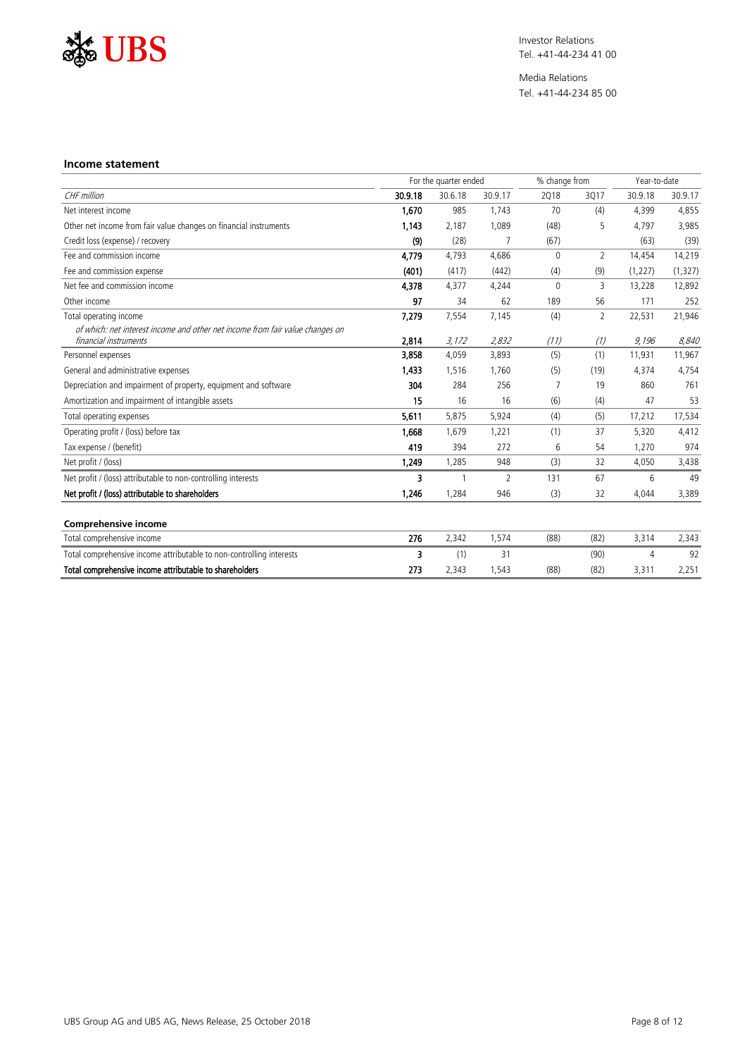UBS

Investor Relations
Tel. +41-44-234 41 00

Media Relations
Tel. +41-44-234 85 00

### Income statement

| | For the quarter ended | | | % change from | | Year-to-date | |
|---|---|---|---|---|---|---|---|
| *CHF million* | **30.9.18** | 30.6.18 | 30.9.17 | 2Q18 | 3Q17 | 30.9.18 | 30.9.17 |
| Net interest income | **1,670** | 985 | 1,743 | 70 | (4) | 4,399 | 4,855 |
| Other net income from fair value changes on financial instruments | **1,143** | 2,187 | 1,089 | (48) | 5 | 4,797 | 3,985 |
| Credit loss (expense) / recovery | **(9)** | (28) | 7 | (67) | | (63) | (39) |
| Fee and commission income | **4,779** | 4,793 | 4,686 | 0 | 2 | 14,454 | 14,219 |
| Fee and commission expense | **(401)** | (417) | (442) | (4) | (9) | (1,227) | (1,327) |
| Net fee and commission income | **4,378** | 4,377 | 4,244 | 0 | 3 | 13,228 | 12,892 |
| Other income | **97** | 34 | 62 | 189 | 56 | 171 | 252 |
| Total operating income | **7,279** | 7,554 | 7,145 | (4) | 2 | 22,531 | 21,946 |
| *of which: net interest income and other net income from fair value changes on financial instruments* | **2,814** | *3,172* | *2,832* | *(11)* | *(1)* | *9,196* | *8,840* |
| Personnel expenses | **3,858** | 4,059 | 3,893 | (5) | (1) | 11,931 | 11,967 |
| General and administrative expenses | **1,433** | 1,516 | 1,760 | (5) | (19) | 4,374 | 4,754 |
| Depreciation and impairment of property, equipment and software | **304** | 284 | 256 | 7 | 19 | 860 | 761 |
| Amortization and impairment of intangible assets | **15** | 16 | 16 | (6) | (4) | 47 | 53 |
| Total operating expenses | **5,611** | 5,875 | 5,924 | (4) | (5) | 17,212 | 17,534 |
| Operating profit / (loss) before tax | **1,668** | 1,679 | 1,221 | (1) | 37 | 5,320 | 4,412 |
| Tax expense / (benefit) | **419** | 394 | 272 | 6 | 54 | 1,270 | 974 |
| Net profit / (loss) | **1,249** | 1,285 | 948 | (3) | 32 | 4,050 | 3,438 |
| Net profit / (loss) attributable to non-controlling interests | **3** | 1 | 2 | 131 | 67 | 6 | 49 |
| **Net profit / (loss) attributable to shareholders** | **1,246** | 1,284 | 946 | (3) | 32 | 4,044 | 3,389 |

### Comprehensive income

| | | | | | | | |
|---|---|---|---|---|---|---|---|
| Total comprehensive income | **276** | 2,342 | 1,574 | (88) | (82) | 3,314 | 2,343 |
| Total comprehensive income attributable to non-controlling interests | **3** | (1) | 31 | | (90) | 4 | 92 |
| **Total comprehensive income attributable to shareholders** | **273** | 2,343 | 1,543 | (88) | (82) | 3,311 | 2,251 |

UBS Group AG and UBS AG, News Release, 25 October 2018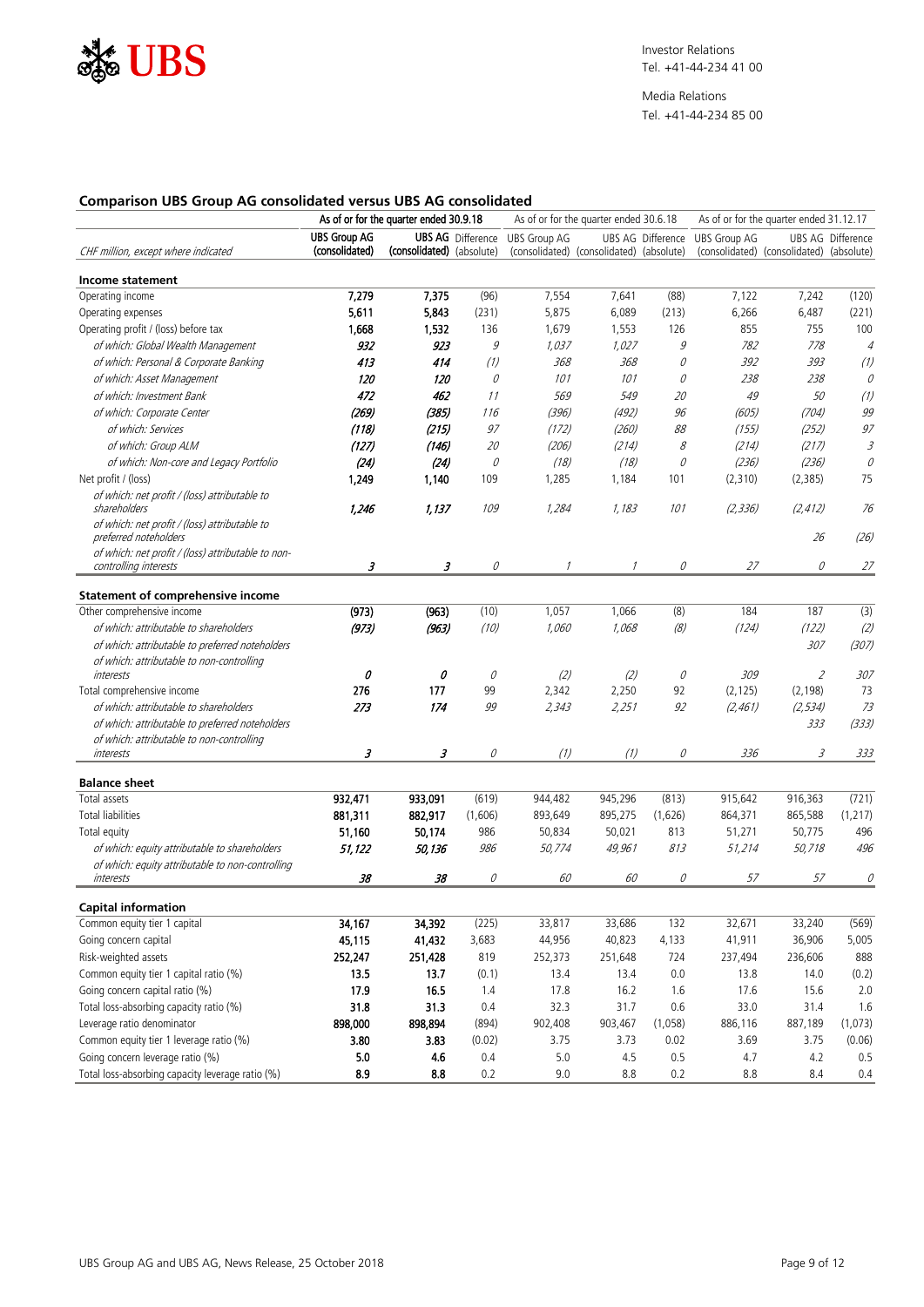Investor Relations
Tel. +41-44-234 41 00

Media Relations
Tel. +41-44-234 85 00

## Comparison UBS Group AG consolidated versus UBS AG consolidated

| CHF million, except where indicated | As of or for the quarter ended 30.9.18 | | | As of or for the quarter ended 30.6.18 | | | As of or for the quarter ended 31.12.17 | | |
|---|---|---|---|---|---|---|---|---|---|
| | **UBS Group AG (consolidated)** | **UBS AG (consolidated)** | Difference (absolute) | UBS Group AG (consolidated) | UBS AG (consolidated) | Difference (absolute) | UBS Group AG (consolidated) | UBS AG (consolidated) | Difference (absolute) |
| **Income statement** | | | | | | | | | |
| Operating income | **7,279** | **7,375** | (96) | 7,554 | 7,641 | (88) | 7,122 | 7,242 | (120) |
| Operating expenses | **5,611** | **5,843** | (231) | 5,875 | 6,089 | (213) | 6,266 | 6,487 | (221) |
| Operating profit / (loss) before tax | **1,668** | **1,532** | 136 | 1,679 | 1,553 | 126 | 855 | 755 | 100 |
| *of which: Global Wealth Management* | ***932*** | ***923*** | *9* | *1,037* | *1,027* | *9* | *782* | *778* | *4* |
| *of which: Personal & Corporate Banking* | ***413*** | ***414*** | *(1)* | *368* | *368* | *0* | *392* | *393* | *(1)* |
| *of which: Asset Management* | ***120*** | ***120*** | *0* | *101* | *101* | *0* | *238* | *238* | *0* |
| *of which: Investment Bank* | ***472*** | ***462*** | *11* | *569* | *549* | *20* | *49* | *50* | *(1)* |
| *of which: Corporate Center* | ***(269)*** | ***(385)*** | *116* | *(396)* | *(492)* | *96* | *(605)* | *(704)* | *99* |
| *of which: Services* | ***(118)*** | ***(215)*** | *97* | *(172)* | *(260)* | *88* | *(155)* | *(252)* | *97* |
| *of which: Group ALM* | ***(127)*** | ***(146)*** | *20* | *(206)* | *(214)* | *8* | *(214)* | *(217)* | *3* |
| *of which: Non-core and Legacy Portfolio* | ***(24)*** | ***(24)*** | *0* | *(18)* | *(18)* | *0* | *(236)* | *(236)* | *0* |
| Net profit / (loss) | **1,249** | **1,140** | 109 | 1,285 | 1,184 | 101 | (2,310) | (2,385) | 75 |
| *of which: net profit / (loss) attributable to shareholders* | ***1,246*** | ***1,137*** | *109* | *1,284* | *1,183* | *101* | *(2,336)* | *(2,412)* | *76* |
| *of which: net profit / (loss) attributable to preferred noteholders* | | | | | | | | *26* | *(26)* |
| *of which: net profit / (loss) attributable to non-controlling interests* | ***3*** | ***3*** | *0* | *1* | *1* | *0* | *27* | *0* | *27* |
| **Statement of comprehensive income** | | | | | | | | | |
| Other comprehensive income | **(973)** | **(963)** | (10) | 1,057 | 1,066 | (8) | 184 | 187 | (3) |
| *of which: attributable to shareholders* | ***(973)*** | ***(963)*** | *(10)* | *1,060* | *1,068* | *(8)* | *(124)* | *(122)* | *(2)* |
| *of which: attributable to preferred noteholders* | | | | | | | | *307* | *(307)* |
| *of which: attributable to non-controlling interests* | ***0*** | ***0*** | *0* | *(2)* | *(2)* | *0* | *309* | *2* | *307* |
| Total comprehensive income | **276** | **177** | 99 | 2,342 | 2,250 | 92 | (2,125) | (2,198) | 73 |
| *of which: attributable to shareholders* | ***273*** | ***174*** | *99* | *2,343* | *2,251* | *92* | *(2,461)* | *(2,534)* | *73* |
| *of which: attributable to preferred noteholders* | | | | | | | | *333* | *(333)* |
| *of which: attributable to non-controlling interests* | ***3*** | ***3*** | *0* | *(1)* | *(1)* | *0* | *336* | *3* | *333* |
| **Balance sheet** | | | | | | | | | |
| Total assets | **932,471** | **933,091** | (619) | 944,482 | 945,296 | (813) | 915,642 | 916,363 | (721) |
| Total liabilities | **881,311** | **882,917** | (1,606) | 893,649 | 895,275 | (1,626) | 864,371 | 865,588 | (1,217) |
| Total equity | **51,160** | **50,174** | 986 | 50,834 | 50,021 | 813 | 51,271 | 50,775 | 496 |
| *of which: equity attributable to shareholders* | ***51,122*** | ***50,136*** | *986* | *50,774* | *49,961* | *813* | *51,214* | *50,718* | *496* |
| *of which: equity attributable to non-controlling interests* | ***38*** | ***38*** | *0* | *60* | *60* | *0* | *57* | *57* | *0* |
| **Capital information** | | | | | | | | | |
| Common equity tier 1 capital | **34,167** | **34,392** | (225) | 33,817 | 33,686 | 132 | 32,671 | 33,240 | (569) |
| Going concern capital | **45,115** | **41,432** | 3,683 | 44,956 | 40,823 | 4,133 | 41,911 | 36,906 | 5,005 |
| Risk-weighted assets | **252,247** | **251,428** | 819 | 252,373 | 251,648 | 724 | 237,494 | 236,606 | 888 |
| Common equity tier 1 capital ratio (%) | **13.5** | **13.7** | (0.1) | 13.4 | 13.4 | 0.0 | 13.8 | 14.0 | (0.2) |
| Going concern capital ratio (%) | **17.9** | **16.5** | 1.4 | 17.8 | 16.2 | 1.6 | 17.6 | 15.6 | 2.0 |
| Total loss-absorbing capacity ratio (%) | **31.8** | **31.3** | 0.4 | 32.3 | 31.7 | 0.6 | 33.0 | 31.4 | 1.6 |
| Leverage ratio denominator | **898,000** | **898,894** | (894) | 902,408 | 903,467 | (1,058) | 886,116 | 887,189 | (1,073) |
| Common equity tier 1 leverage ratio (%) | **3.80** | **3.83** | (0.02) | 3.75 | 3.73 | 0.02 | 3.69 | 3.75 | (0.06) |
| Going concern leverage ratio (%) | **5.0** | **4.6** | 0.4 | 5.0 | 4.5 | 0.5 | 4.7 | 4.2 | 0.5 |
| Total loss-absorbing capacity leverage ratio (%) | **8.9** | **8.8** | 0.2 | 9.0 | 8.8 | 0.2 | 8.8 | 8.4 | 0.4 |

UBS Group AG and UBS AG, News Release, 25 October 2018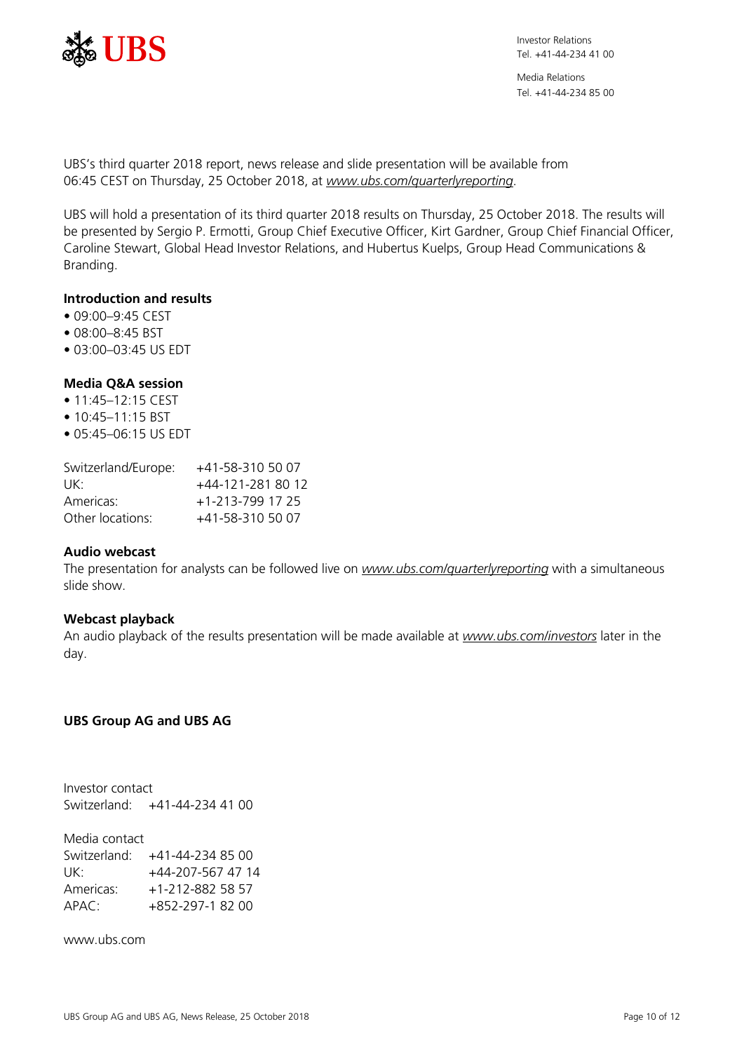Investor Relations
Tel. +41-44-234 41 00

Media Relations
Tel. +41-44-234 85 00

UBS's third quarter 2018 report, news release and slide presentation will be available from 06:45 CEST on Thursday, 25 October 2018, at *www.ubs.com/quarterlyreporting*.

UBS will hold a presentation of its third quarter 2018 results on Thursday, 25 October 2018. The results will be presented by Sergio P. Ermotti, Group Chief Executive Officer, Kirt Gardner, Group Chief Financial Officer, Caroline Stewart, Global Head Investor Relations, and Hubertus Kuelps, Group Head Communications & Branding.

**Introduction and results**
- 09:00–9:45 CEST
- 08:00–8:45 BST
- 03:00–03:45 US EDT

**Media Q&A session**
- 11:45–12:15 CEST
- 10:45–11:15 BST
- 05:45–06:15 US EDT

| | |
|---|---|
| Switzerland/Europe: | +41-58-310 50 07 |
| UK: | +44-121-281 80 12 |
| Americas: | +1-213-799 17 25 |
| Other locations: | +41-58-310 50 07 |

**Audio webcast**
The presentation for analysts can be followed live on *www.ubs.com/quarterlyreporting* with a simultaneous slide show.

**Webcast playback**
An audio playback of the results presentation will be made available at *www.ubs.com/investors* later in the day.

**UBS Group AG and UBS AG**

Investor contact
Switzerland: +41-44-234 41 00

Media contact

| | |
|---|---|
| Switzerland: | +41-44-234 85 00 |
| UK: | +44-207-567 47 14 |
| Americas: | +1-212-882 58 57 |
| APAC: | +852-297-1 82 00 |

www.ubs.com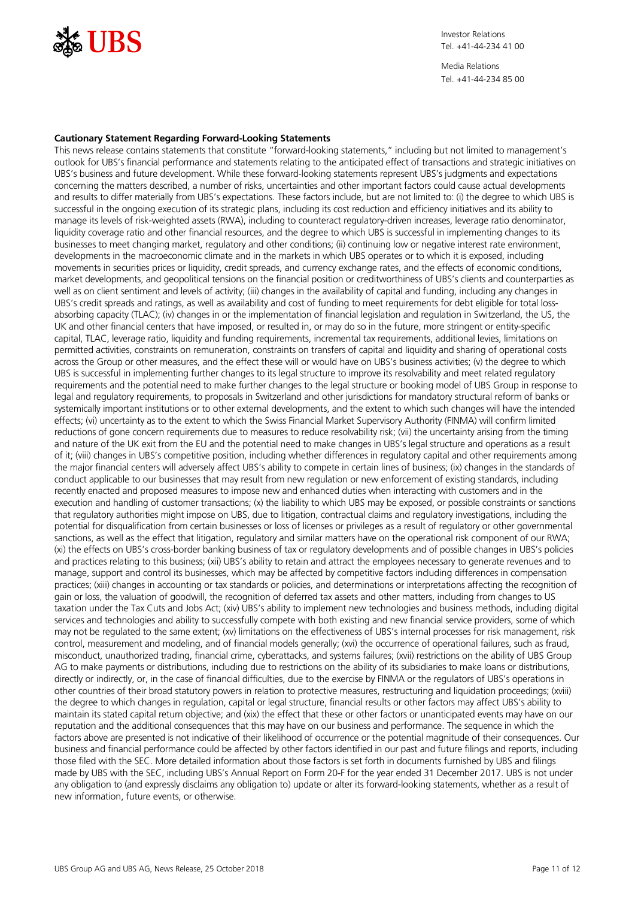Investor Relations
Tel. +41-44-234 41 00

Media Relations
Tel. +41-44-234 85 00

**Cautionary Statement Regarding Forward-Looking Statements**

This news release contains statements that constitute "forward-looking statements," including but not limited to management's outlook for UBS's financial performance and statements relating to the anticipated effect of transactions and strategic initiatives on UBS's business and future development. While these forward-looking statements represent UBS's judgments and expectations concerning the matters described, a number of risks, uncertainties and other important factors could cause actual developments and results to differ materially from UBS's expectations. These factors include, but are not limited to: (i) the degree to which UBS is successful in the ongoing execution of its strategic plans, including its cost reduction and efficiency initiatives and its ability to manage its levels of risk-weighted assets (RWA), including to counteract regulatory-driven increases, leverage ratio denominator, liquidity coverage ratio and other financial resources, and the degree to which UBS is successful in implementing changes to its businesses to meet changing market, regulatory and other conditions; (ii) continuing low or negative interest rate environment, developments in the macroeconomic climate and in the markets in which UBS operates or to which it is exposed, including movements in securities prices or liquidity, credit spreads, and currency exchange rates, and the effects of economic conditions, market developments, and geopolitical tensions on the financial position or creditworthiness of UBS's clients and counterparties as well as on client sentiment and levels of activity; (iii) changes in the availability of capital and funding, including any changes in UBS's credit spreads and ratings, as well as availability and cost of funding to meet requirements for debt eligible for total loss-absorbing capacity (TLAC); (iv) changes in or the implementation of financial legislation and regulation in Switzerland, the US, the UK and other financial centers that have imposed, or resulted in, or may do so in the future, more stringent or entity-specific capital, TLAC, leverage ratio, liquidity and funding requirements, incremental tax requirements, additional levies, limitations on permitted activities, constraints on remuneration, constraints on transfers of capital and liquidity and sharing of operational costs across the Group or other measures, and the effect these will or would have on UBS's business activities; (v) the degree to which UBS is successful in implementing further changes to its legal structure to improve its resolvability and meet related regulatory requirements and the potential need to make further changes to the legal structure or booking model of UBS Group in response to legal and regulatory requirements, to proposals in Switzerland and other jurisdictions for mandatory structural reform of banks or systemically important institutions or to other external developments, and the extent to which such changes will have the intended effects; (vi) uncertainty as to the extent to which the Swiss Financial Market Supervisory Authority (FINMA) will confirm limited reductions of gone concern requirements due to measures to reduce resolvability risk; (vii) the uncertainty arising from the timing and nature of the UK exit from the EU and the potential need to make changes in UBS's legal structure and operations as a result of it; (viii) changes in UBS's competitive position, including whether differences in regulatory capital and other requirements among the major financial centers will adversely affect UBS's ability to compete in certain lines of business; (ix) changes in the standards of conduct applicable to our businesses that may result from new regulation or new enforcement of existing standards, including recently enacted and proposed measures to impose new and enhanced duties when interacting with customers and in the execution and handling of customer transactions; (x) the liability to which UBS may be exposed, or possible constraints or sanctions that regulatory authorities might impose on UBS, due to litigation, contractual claims and regulatory investigations, including the potential for disqualification from certain businesses or loss of licenses or privileges as a result of regulatory or other governmental sanctions, as well as the effect that litigation, regulatory and similar matters have on the operational risk component of our RWA; (xi) the effects on UBS's cross-border banking business of tax or regulatory developments and of possible changes in UBS's policies and practices relating to this business; (xii) UBS's ability to retain and attract the employees necessary to generate revenues and to manage, support and control its businesses, which may be affected by competitive factors including differences in compensation practices; (xiii) changes in accounting or tax standards or policies, and determinations or interpretations affecting the recognition of gain or loss, the valuation of goodwill, the recognition of deferred tax assets and other matters, including from changes to US taxation under the Tax Cuts and Jobs Act; (xiv) UBS's ability to implement new technologies and business methods, including digital services and technologies and ability to successfully compete with both existing and new financial service providers, some of which may not be regulated to the same extent; (xv) limitations on the effectiveness of UBS's internal processes for risk management, risk control, measurement and modeling, and of financial models generally; (xvi) the occurrence of operational failures, such as fraud, misconduct, unauthorized trading, financial crime, cyberattacks, and systems failures; (xvii) restrictions on the ability of UBS Group AG to make payments or distributions, including due to restrictions on the ability of its subsidiaries to make loans or distributions, directly or indirectly, or, in the case of financial difficulties, due to the exercise by FINMA or the regulators of UBS's operations in other countries of their broad statutory powers in relation to protective measures, restructuring and liquidation proceedings; (xviii) the degree to which changes in regulation, capital or legal structure, financial results or other factors may affect UBS's ability to maintain its stated capital return objective; and (xix) the effect that these or other factors or unanticipated events may have on our reputation and the additional consequences that this may have on our business and performance. The sequence in which the factors above are presented is not indicative of their likelihood of occurrence or the potential magnitude of their consequences. Our business and financial performance could be affected by other factors identified in our past and future filings and reports, including those filed with the SEC. More detailed information about those factors is set forth in documents furnished by UBS and filings made by UBS with the SEC, including UBS's Annual Report on Form 20-F for the year ended 31 December 2017. UBS is not under any obligation to (and expressly disclaims any obligation to) update or alter its forward-looking statements, whether as a result of new information, future events, or otherwise.

UBS Group AG and UBS AG, News Release, 25 October 2018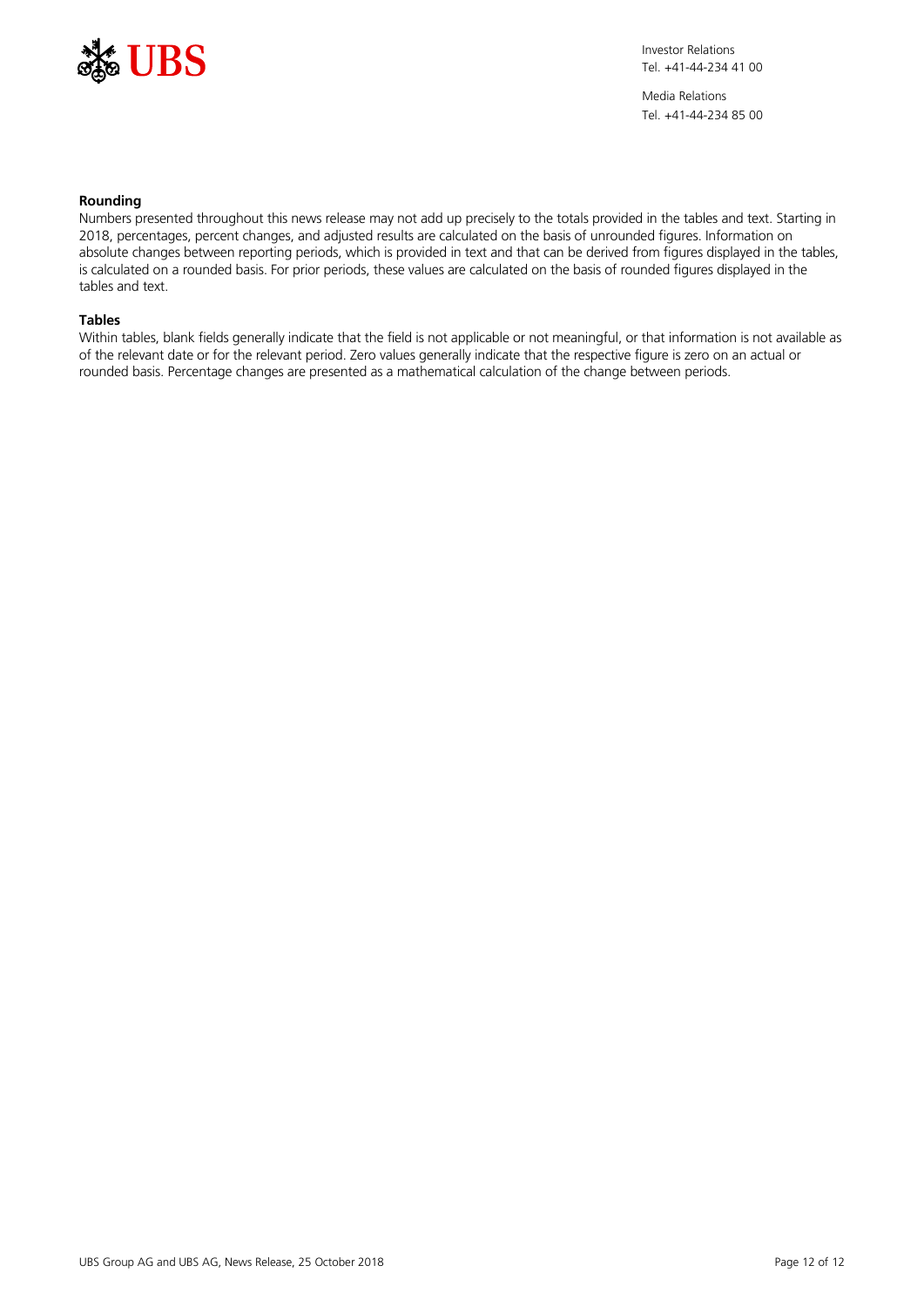**Rounding**

Numbers presented throughout this news release may not add up precisely to the totals provided in the tables and text. Starting in 2018, percentages, percent changes, and adjusted results are calculated on the basis of unrounded figures. Information on absolute changes between reporting periods, which is provided in text and that can be derived from figures displayed in the tables, is calculated on a rounded basis. For prior periods, these values are calculated on the basis of rounded figures displayed in the tables and text.

**Tables**

Within tables, blank fields generally indicate that the field is not applicable or not meaningful, or that information is not available as of the relevant date or for the relevant period. Zero values generally indicate that the respective figure is zero on an actual or rounded basis. Percentage changes are presented as a mathematical calculation of the change between periods.